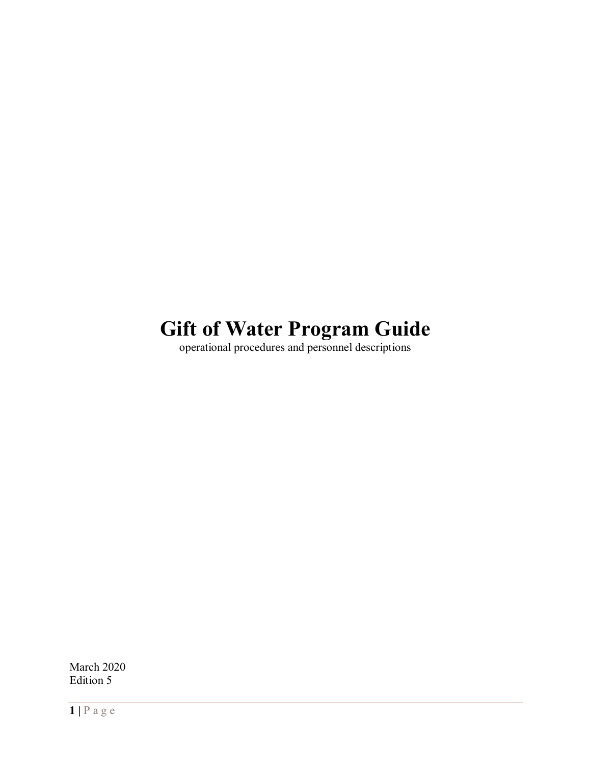# Gift of Water Program Guide

operational procedures and personnel descriptions

March 2020
Edition 5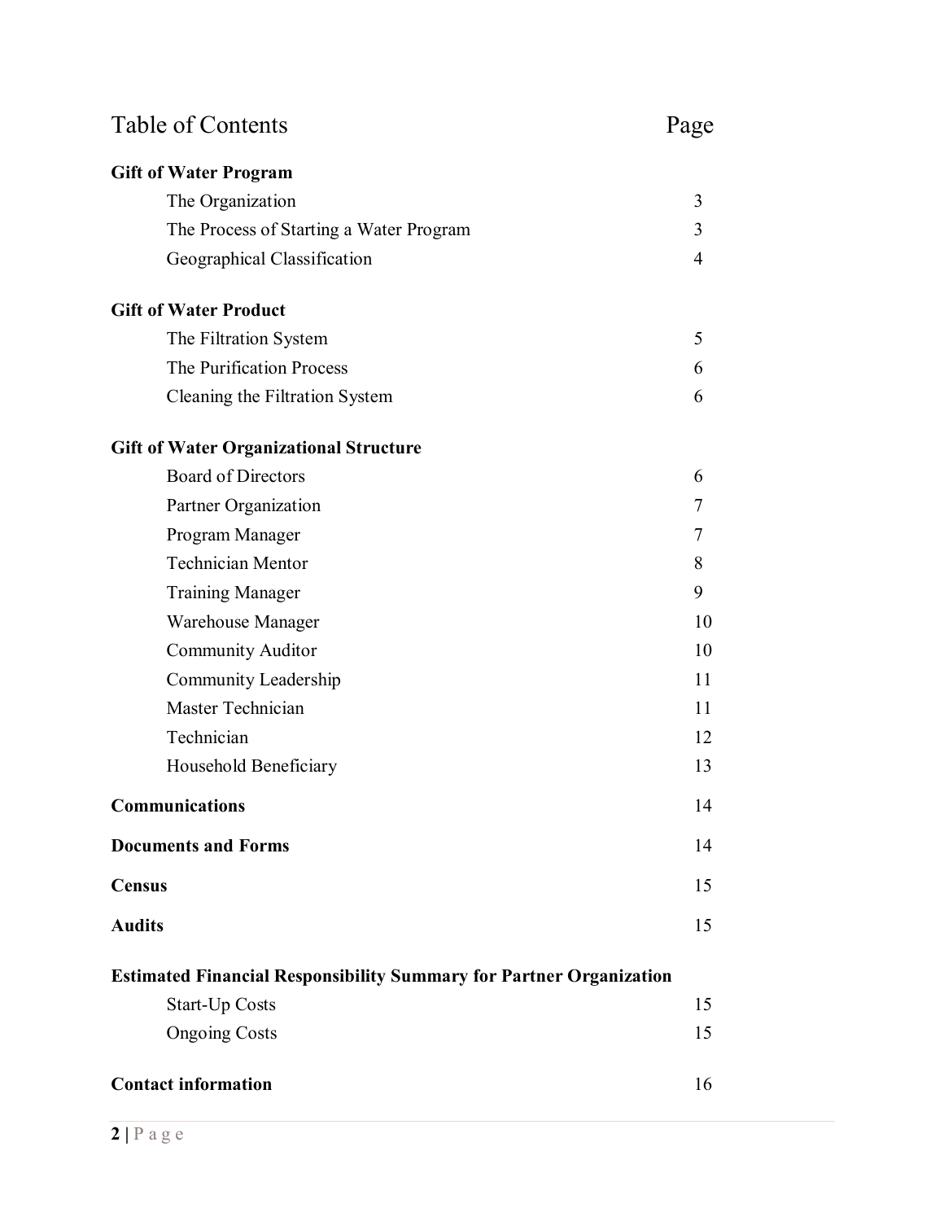# Table of Contents

| | Page |
|---|---|
| **Gift of Water Program** | |
| The Organization | 3 |
| The Process of Starting a Water Program | 3 |
| Geographical Classification | 4 |
| **Gift of Water Product** | |
| The Filtration System | 5 |
| The Purification Process | 6 |
| Cleaning the Filtration System | 6 |
| **Gift of Water Organizational Structure** | |
| Board of Directors | 6 |
| Partner Organization | 7 |
| Program Manager | 7 |
| Technician Mentor | 8 |
| Training Manager | 9 |
| Warehouse Manager | 10 |
| Community Auditor | 10 |
| Community Leadership | 11 |
| Master Technician | 11 |
| Technician | 12 |
| Household Beneficiary | 13 |
| **Communications** | 14 |
| **Documents and Forms** | 14 |
| **Census** | 15 |
| **Audits** | 15 |
| **Estimated Financial Responsibility Summary for Partner Organization** | |
| Start-Up Costs | 15 |
| Ongoing Costs | 15 |
| **Contact information** | 16 |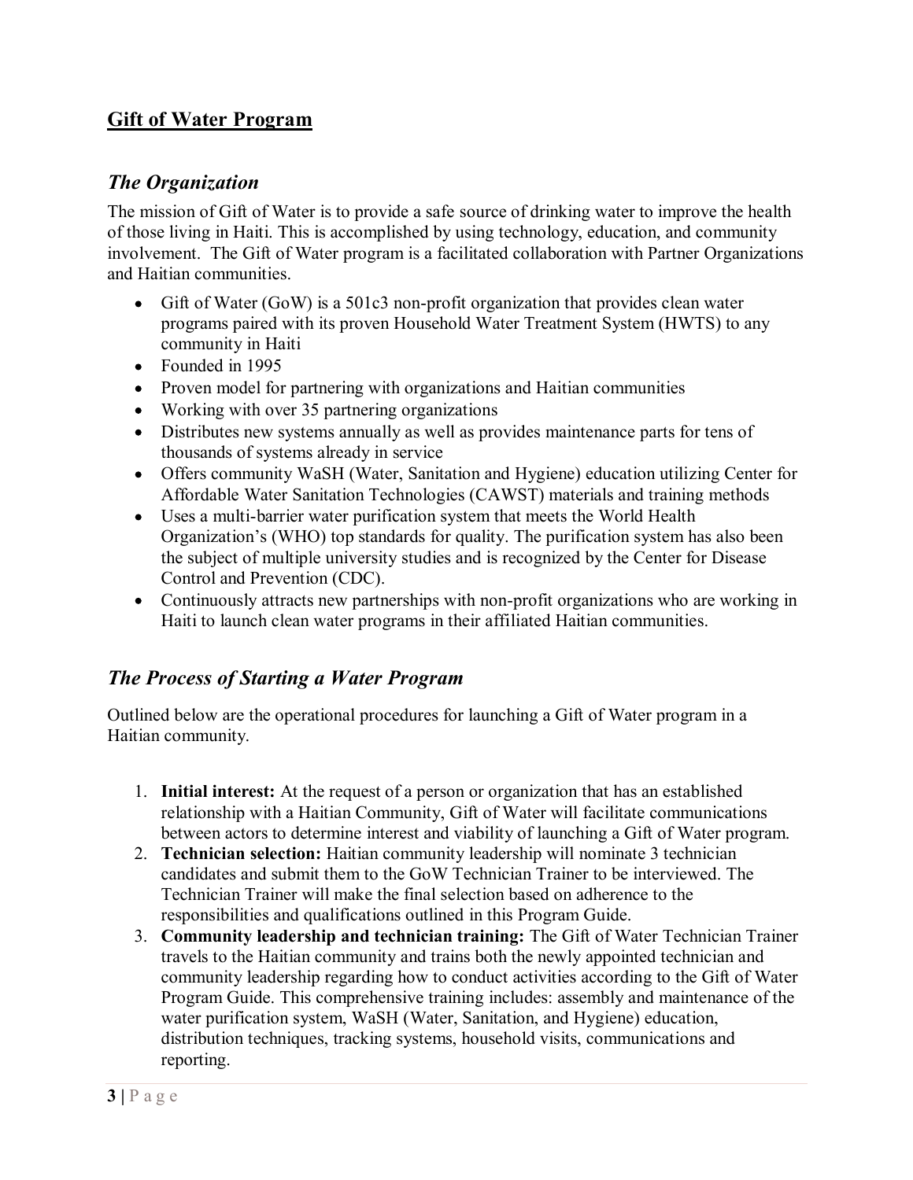## <u>Gift of Water Program</u>

### *The Organization*

The mission of Gift of Water is to provide a safe source of drinking water to improve the health of those living in Haiti. This is accomplished by using technology, education, and community involvement. The Gift of Water program is a facilitated collaboration with Partner Organizations and Haitian communities.

- Gift of Water (GoW) is a 501c3 non-profit organization that provides clean water programs paired with its proven Household Water Treatment System (HWTS) to any community in Haiti
- Founded in 1995
- Proven model for partnering with organizations and Haitian communities
- Working with over 35 partnering organizations
- Distributes new systems annually as well as provides maintenance parts for tens of thousands of systems already in service
- Offers community WaSH (Water, Sanitation and Hygiene) education utilizing Center for Affordable Water Sanitation Technologies (CAWST) materials and training methods
- Uses a multi-barrier water purification system that meets the World Health Organization's (WHO) top standards for quality. The purification system has also been the subject of multiple university studies and is recognized by the Center for Disease Control and Prevention (CDC).
- Continuously attracts new partnerships with non-profit organizations who are working in Haiti to launch clean water programs in their affiliated Haitian communities.

### *The Process of Starting a Water Program*

Outlined below are the operational procedures for launching a Gift of Water program in a Haitian community.

1. **Initial interest:** At the request of a person or organization that has an established relationship with a Haitian Community, Gift of Water will facilitate communications between actors to determine interest and viability of launching a Gift of Water program.
2. **Technician selection:** Haitian community leadership will nominate 3 technician candidates and submit them to the GoW Technician Trainer to be interviewed. The Technician Trainer will make the final selection based on adherence to the responsibilities and qualifications outlined in this Program Guide.
3. **Community leadership and technician training:** The Gift of Water Technician Trainer travels to the Haitian community and trains both the newly appointed technician and community leadership regarding how to conduct activities according to the Gift of Water Program Guide. This comprehensive training includes: assembly and maintenance of the water purification system, WaSH (Water, Sanitation, and Hygiene) education, distribution techniques, tracking systems, household visits, communications and reporting.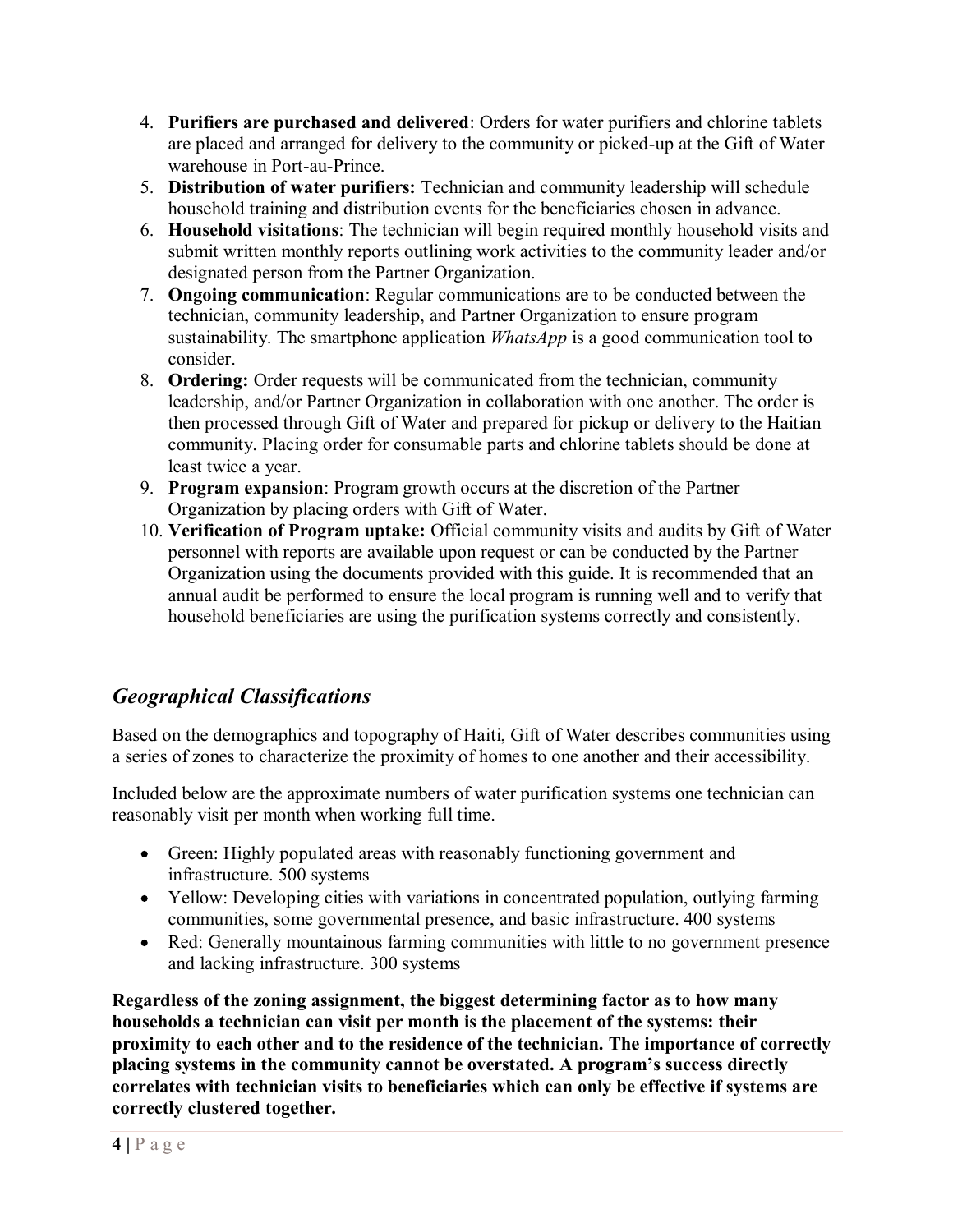4. **Purifiers are purchased and delivered**: Orders for water purifiers and chlorine tablets are placed and arranged for delivery to the community or picked-up at the Gift of Water warehouse in Port-au-Prince.
5. **Distribution of water purifiers:** Technician and community leadership will schedule household training and distribution events for the beneficiaries chosen in advance.
6. **Household visitations**: The technician will begin required monthly household visits and submit written monthly reports outlining work activities to the community leader and/or designated person from the Partner Organization.
7. **Ongoing communication**: Regular communications are to be conducted between the technician, community leadership, and Partner Organization to ensure program sustainability. The smartphone application *WhatsApp* is a good communication tool to consider.
8. **Ordering:** Order requests will be communicated from the technician, community leadership, and/or Partner Organization in collaboration with one another. The order is then processed through Gift of Water and prepared for pickup or delivery to the Haitian community. Placing order for consumable parts and chlorine tablets should be done at least twice a year.
9. **Program expansion**: Program growth occurs at the discretion of the Partner Organization by placing orders with Gift of Water.
10. **Verification of Program uptake:** Official community visits and audits by Gift of Water personnel with reports are available upon request or can be conducted by the Partner Organization using the documents provided with this guide. It is recommended that an annual audit be performed to ensure the local program is running well and to verify that household beneficiaries are using the purification systems correctly and consistently.

## *Geographical Classifications*

Based on the demographics and topography of Haiti, Gift of Water describes communities using a series of zones to characterize the proximity of homes to one another and their accessibility.

Included below are the approximate numbers of water purification systems one technician can reasonably visit per month when working full time.

- Green: Highly populated areas with reasonably functioning government and infrastructure. 500 systems
- Yellow: Developing cities with variations in concentrated population, outlying farming communities, some governmental presence, and basic infrastructure. 400 systems
- Red: Generally mountainous farming communities with little to no government presence and lacking infrastructure. 300 systems

**Regardless of the zoning assignment, the biggest determining factor as to how many households a technician can visit per month is the placement of the systems: their proximity to each other and to the residence of the technician. The importance of correctly placing systems in the community cannot be overstated. A program's success directly correlates with technician visits to beneficiaries which can only be effective if systems are correctly clustered together.**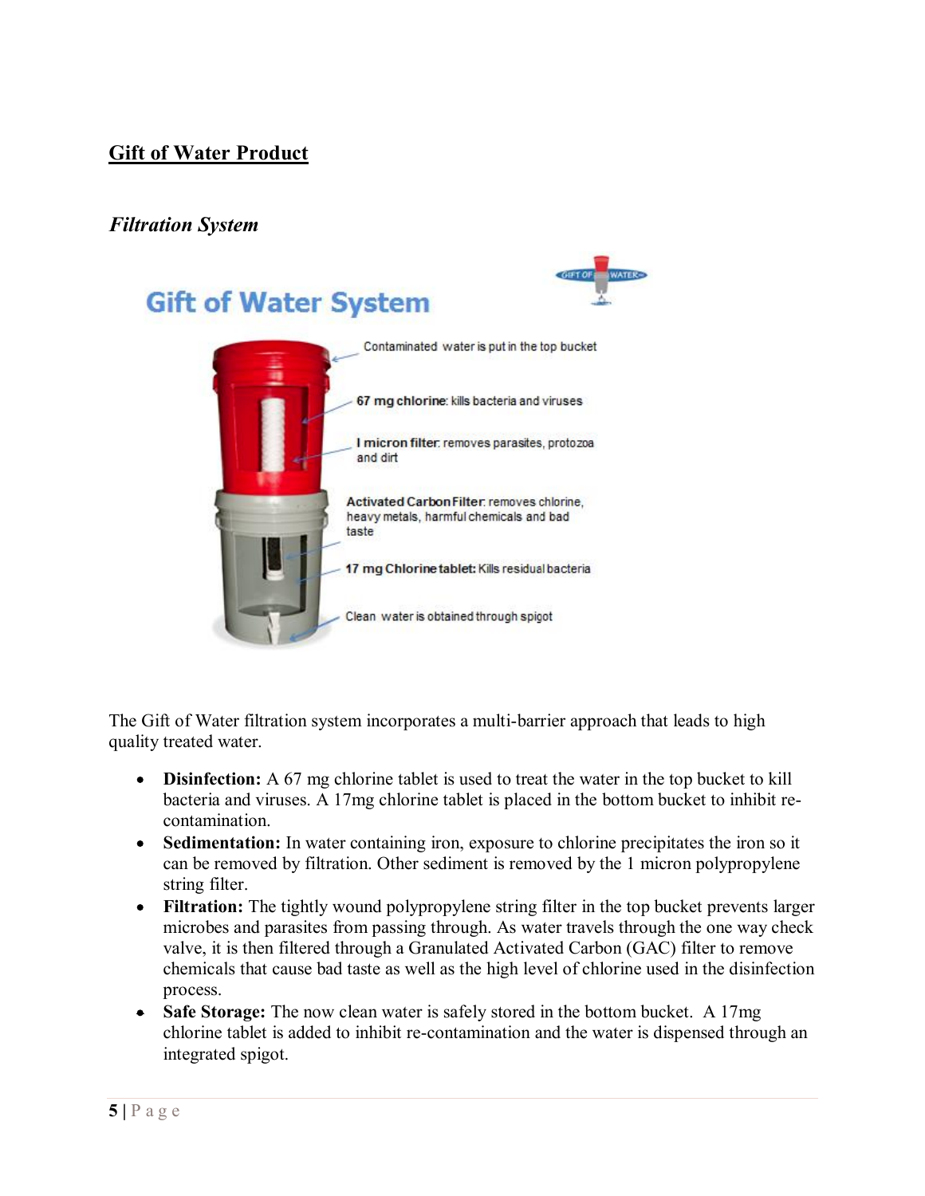## Gift of Water Product

### *Filtration System*

Gift of Water System

Contaminated water is put in the top bucket

**67 mg chlorine**: kills bacteria and viruses

**I micron filter**: removes parasites, protozoa and dirt

**Activated Carbon Filter**: removes chlorine, heavy metals, harmful chemicals and bad taste

**17 mg Chlorine tablet:** Kills residual bacteria

Clean water is obtained through spigot

The Gift of Water filtration system incorporates a multi-barrier approach that leads to high quality treated water.

- **Disinfection:** A 67 mg chlorine tablet is used to treat the water in the top bucket to kill bacteria and viruses. A 17mg chlorine tablet is placed in the bottom bucket to inhibit re-contamination.
- **Sedimentation:** In water containing iron, exposure to chlorine precipitates the iron so it can be removed by filtration. Other sediment is removed by the 1 micron polypropylene string filter.
- **Filtration:** The tightly wound polypropylene string filter in the top bucket prevents larger microbes and parasites from passing through. As water travels through the one way check valve, it is then filtered through a Granulated Activated Carbon (GAC) filter to remove chemicals that cause bad taste as well as the high level of chlorine used in the disinfection process.
- **Safe Storage:** The now clean water is safely stored in the bottom bucket. A 17mg chlorine tablet is added to inhibit re-contamination and the water is dispensed through an integrated spigot.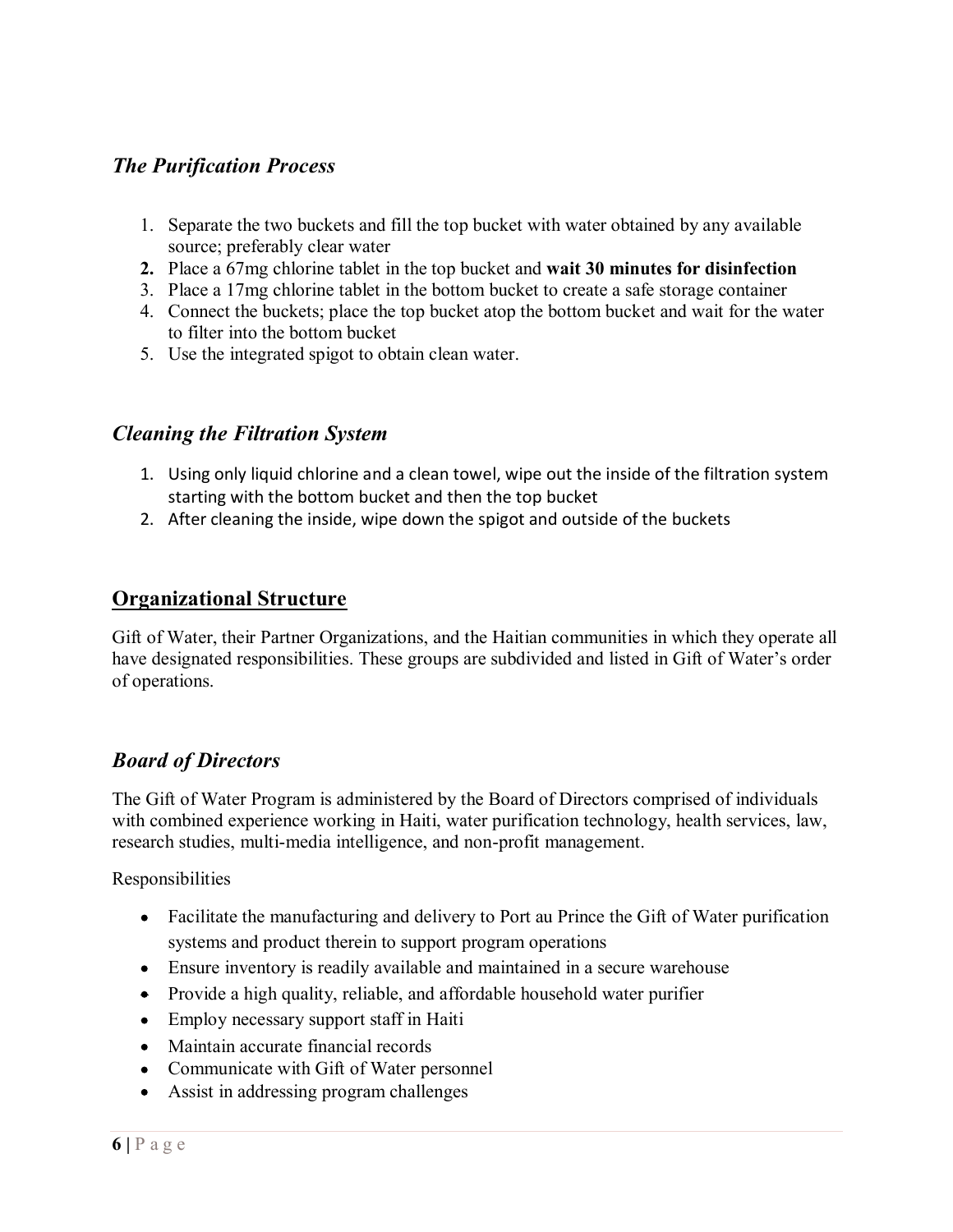### *The Purification Process*

1. Separate the two buckets and fill the top bucket with water obtained by any available source; preferably clear water
2. Place a 67mg chlorine tablet in the top bucket and **wait 30 minutes for disinfection**
3. Place a 17mg chlorine tablet in the bottom bucket to create a safe storage container
4. Connect the buckets; place the top bucket atop the bottom bucket and wait for the water to filter into the bottom bucket
5. Use the integrated spigot to obtain clean water.

### *Cleaning the Filtration System*

1. Using only liquid chlorine and a clean towel, wipe out the inside of the filtration system starting with the bottom bucket and then the top bucket
2. After cleaning the inside, wipe down the spigot and outside of the buckets

## Organizational Structure

Gift of Water, their Partner Organizations, and the Haitian communities in which they operate all have designated responsibilities. These groups are subdivided and listed in Gift of Water's order of operations.

### *Board of Directors*

The Gift of Water Program is administered by the Board of Directors comprised of individuals with combined experience working in Haiti, water purification technology, health services, law, research studies, multi-media intelligence, and non-profit management.

Responsibilities

- Facilitate the manufacturing and delivery to Port au Prince the Gift of Water purification systems and product therein to support program operations
- Ensure inventory is readily available and maintained in a secure warehouse
- Provide a high quality, reliable, and affordable household water purifier
- Employ necessary support staff in Haiti
- Maintain accurate financial records
- Communicate with Gift of Water personnel
- Assist in addressing program challenges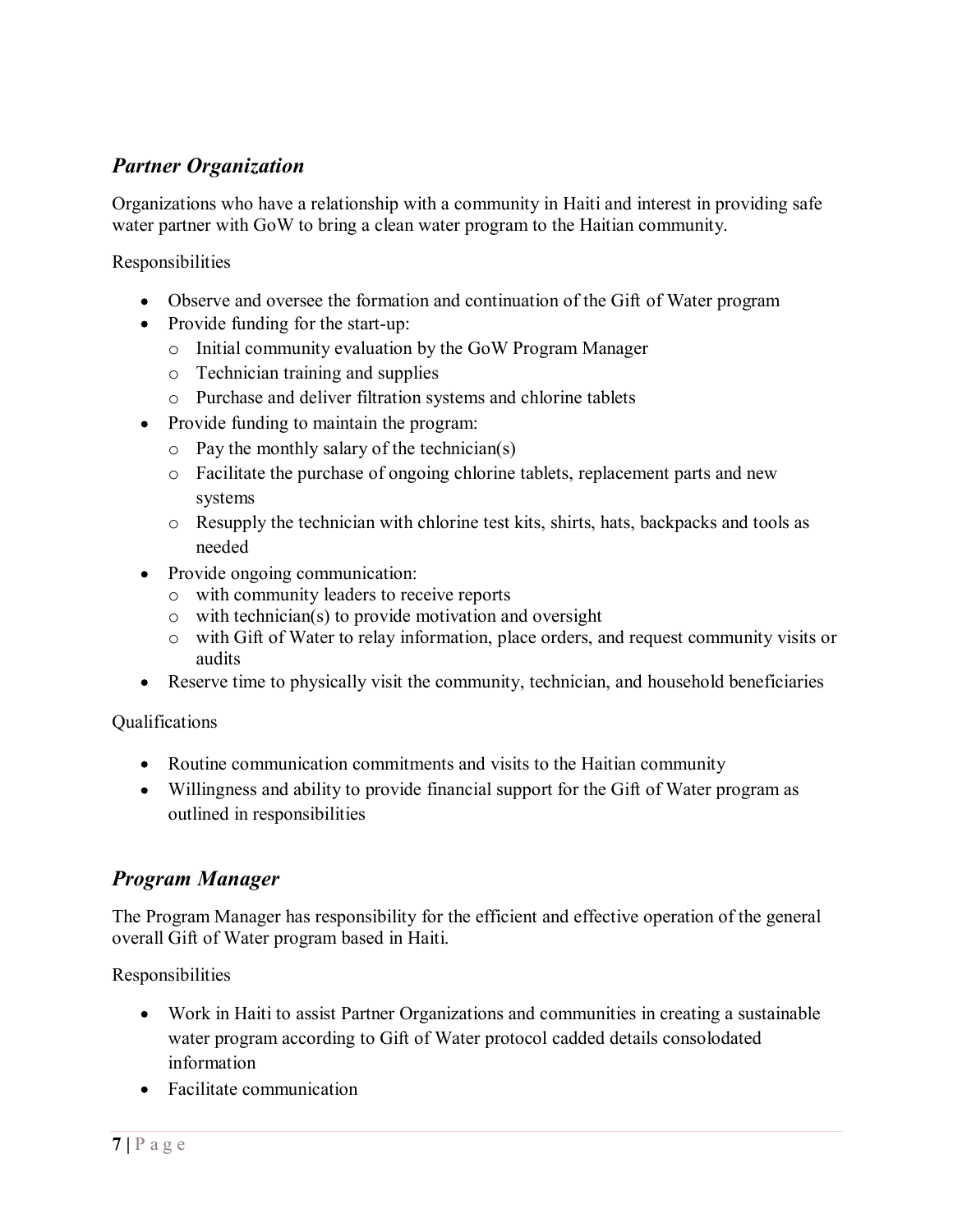## *Partner Organization*

Organizations who have a relationship with a community in Haiti and interest in providing safe water partner with GoW to bring a clean water program to the Haitian community.

Responsibilities

- Observe and oversee the formation and continuation of the Gift of Water program
- Provide funding for the start-up:
  - Initial community evaluation by the GoW Program Manager
  - Technician training and supplies
  - Purchase and deliver filtration systems and chlorine tablets
- Provide funding to maintain the program:
  - Pay the monthly salary of the technician(s)
  - Facilitate the purchase of ongoing chlorine tablets, replacement parts and new systems
  - Resupply the technician with chlorine test kits, shirts, hats, backpacks and tools as needed
- Provide ongoing communication:
  - with community leaders to receive reports
  - with technician(s) to provide motivation and oversight
  - with Gift of Water to relay information, place orders, and request community visits or audits
- Reserve time to physically visit the community, technician, and household beneficiaries

Qualifications

- Routine communication commitments and visits to the Haitian community
- Willingness and ability to provide financial support for the Gift of Water program as outlined in responsibilities

## *Program Manager*

The Program Manager has responsibility for the efficient and effective operation of the general overall Gift of Water program based in Haiti.

Responsibilities

- Work in Haiti to assist Partner Organizations and communities in creating a sustainable water program according to Gift of Water protocol cadded details consolodated information
- Facilitate communication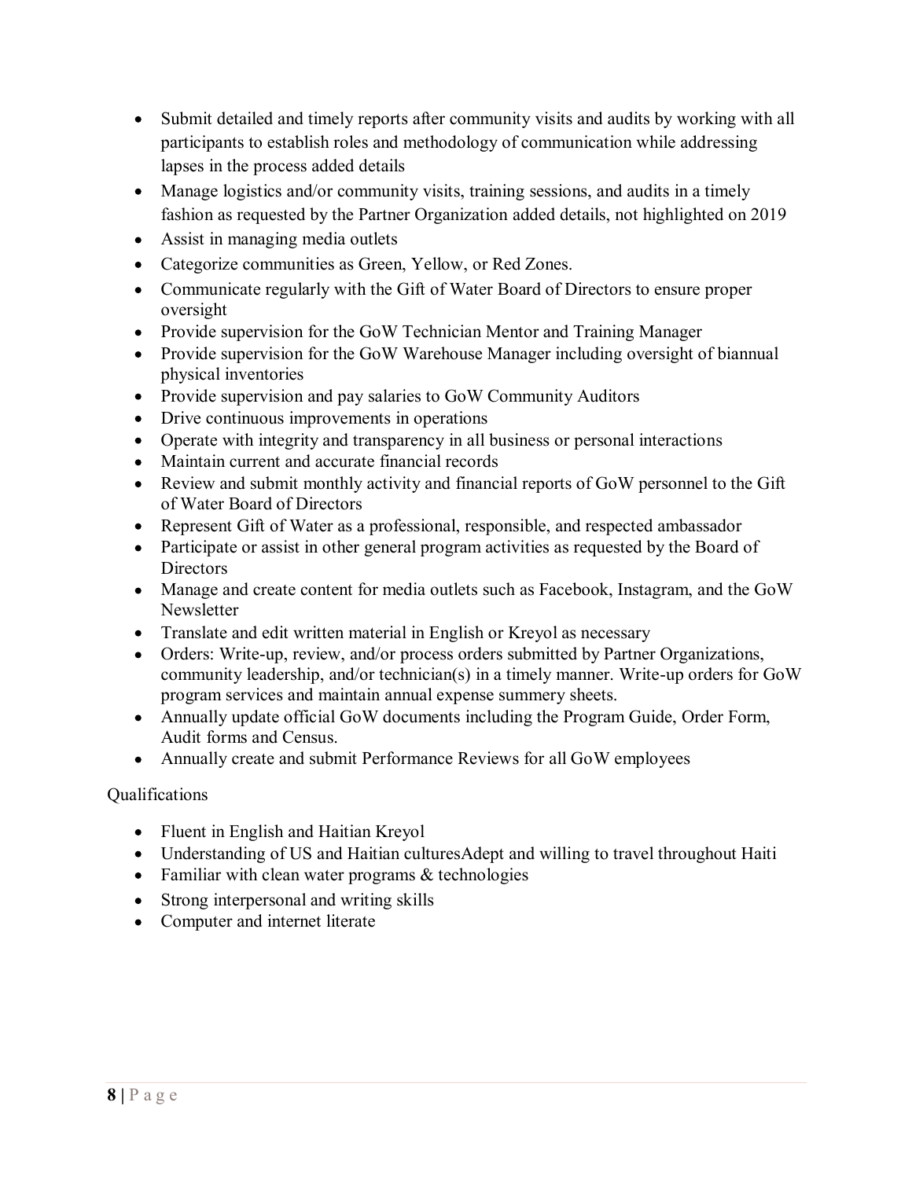- Submit detailed and timely reports after community visits and audits by working with all participants to establish roles and methodology of communication while addressing lapses in the process added details
- Manage logistics and/or community visits, training sessions, and audits in a timely fashion as requested by the Partner Organization added details, not highlighted on 2019
- Assist in managing media outlets
- Categorize communities as Green, Yellow, or Red Zones.
- Communicate regularly with the Gift of Water Board of Directors to ensure proper oversight
- Provide supervision for the GoW Technician Mentor and Training Manager
- Provide supervision for the GoW Warehouse Manager including oversight of biannual physical inventories
- Provide supervision and pay salaries to GoW Community Auditors
- Drive continuous improvements in operations
- Operate with integrity and transparency in all business or personal interactions
- Maintain current and accurate financial records
- Review and submit monthly activity and financial reports of GoW personnel to the Gift of Water Board of Directors
- Represent Gift of Water as a professional, responsible, and respected ambassador
- Participate or assist in other general program activities as requested by the Board of Directors
- Manage and create content for media outlets such as Facebook, Instagram, and the GoW Newsletter
- Translate and edit written material in English or Kreyol as necessary
- Orders: Write-up, review, and/or process orders submitted by Partner Organizations, community leadership, and/or technician(s) in a timely manner. Write-up orders for GoW program services and maintain annual expense summery sheets.
- Annually update official GoW documents including the Program Guide, Order Form, Audit forms and Census.
- Annually create and submit Performance Reviews for all GoW employees

Qualifications

- Fluent in English and Haitian Kreyol
- Understanding of US and Haitian culturesAdept and willing to travel throughout Haiti
- Familiar with clean water programs & technologies
- Strong interpersonal and writing skills
- Computer and internet literate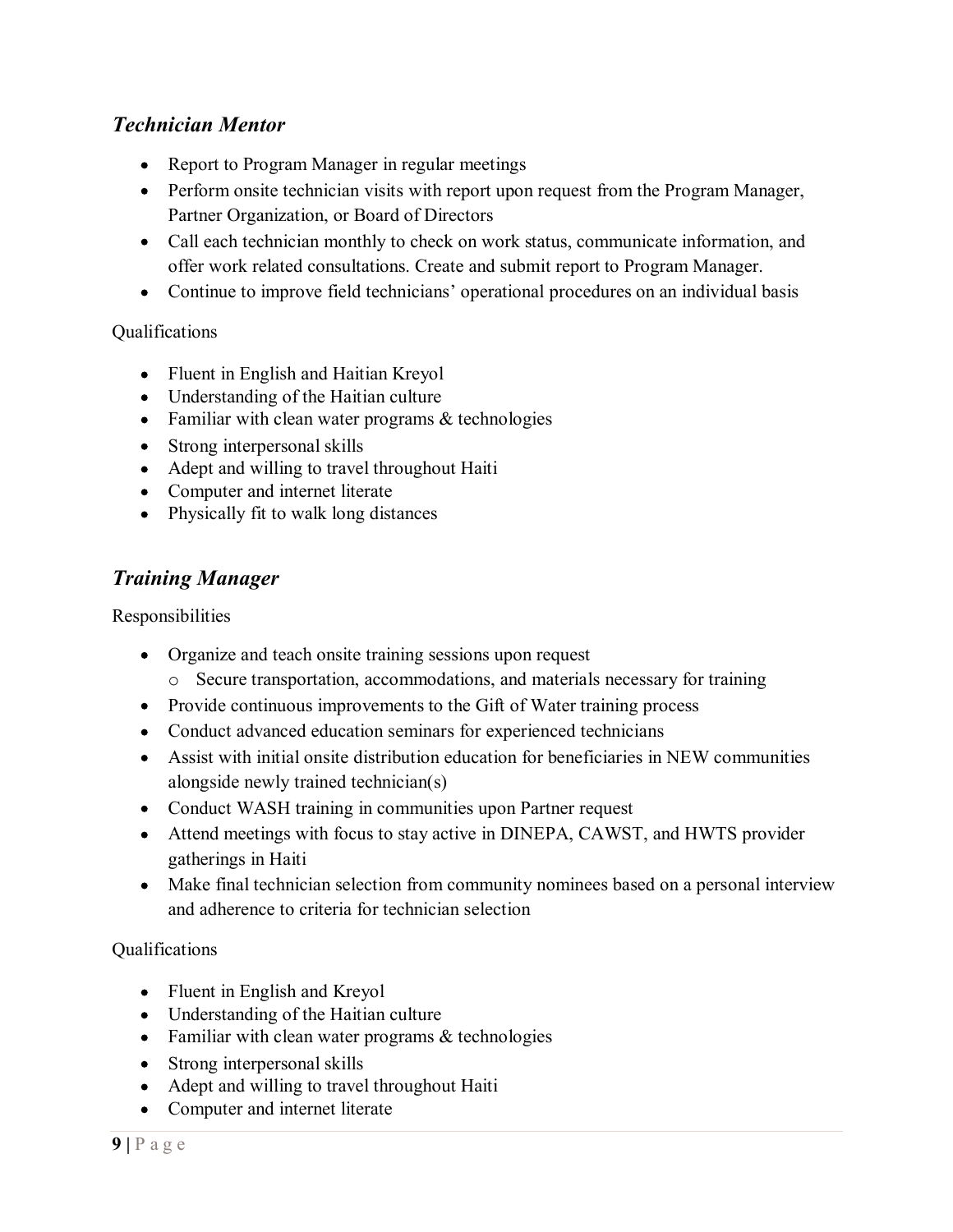### *Technician Mentor*

- Report to Program Manager in regular meetings
- Perform onsite technician visits with report upon request from the Program Manager, Partner Organization, or Board of Directors
- Call each technician monthly to check on work status, communicate information, and offer work related consultations. Create and submit report to Program Manager.
- Continue to improve field technicians' operational procedures on an individual basis

Qualifications

- Fluent in English and Haitian Kreyol
- Understanding of the Haitian culture
- Familiar with clean water programs & technologies
- Strong interpersonal skills
- Adept and willing to travel throughout Haiti
- Computer and internet literate
- Physically fit to walk long distances

### *Training Manager*

Responsibilities

- Organize and teach onsite training sessions upon request
  - Secure transportation, accommodations, and materials necessary for training
- Provide continuous improvements to the Gift of Water training process
- Conduct advanced education seminars for experienced technicians
- Assist with initial onsite distribution education for beneficiaries in NEW communities alongside newly trained technician(s)
- Conduct WASH training in communities upon Partner request
- Attend meetings with focus to stay active in DINEPA, CAWST, and HWTS provider gatherings in Haiti
- Make final technician selection from community nominees based on a personal interview and adherence to criteria for technician selection

Qualifications

- Fluent in English and Kreyol
- Understanding of the Haitian culture
- Familiar with clean water programs & technologies
- Strong interpersonal skills
- Adept and willing to travel throughout Haiti
- Computer and internet literate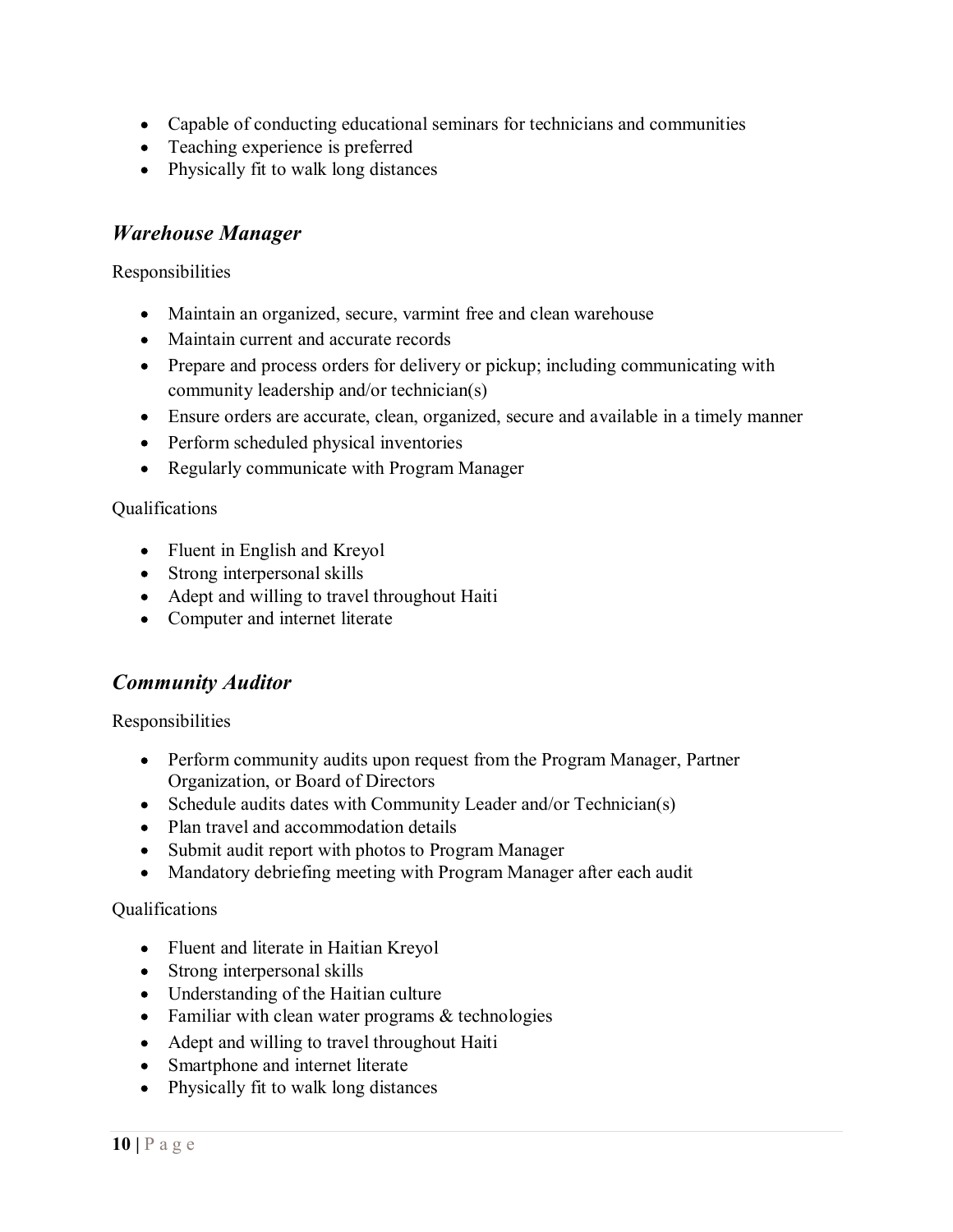- Capable of conducting educational seminars for technicians and communities
- Teaching experience is preferred
- Physically fit to walk long distances

### *Warehouse Manager*

Responsibilities

- Maintain an organized, secure, varmint free and clean warehouse
- Maintain current and accurate records
- Prepare and process orders for delivery or pickup; including communicating with community leadership and/or technician(s)
- Ensure orders are accurate, clean, organized, secure and available in a timely manner
- Perform scheduled physical inventories
- Regularly communicate with Program Manager

Qualifications

- Fluent in English and Kreyol
- Strong interpersonal skills
- Adept and willing to travel throughout Haiti
- Computer and internet literate

### *Community Auditor*

Responsibilities

- Perform community audits upon request from the Program Manager, Partner Organization, or Board of Directors
- Schedule audits dates with Community Leader and/or Technician(s)
- Plan travel and accommodation details
- Submit audit report with photos to Program Manager
- Mandatory debriefing meeting with Program Manager after each audit

Qualifications

- Fluent and literate in Haitian Kreyol
- Strong interpersonal skills
- Understanding of the Haitian culture
- Familiar with clean water programs & technologies
- Adept and willing to travel throughout Haiti
- Smartphone and internet literate
- Physically fit to walk long distances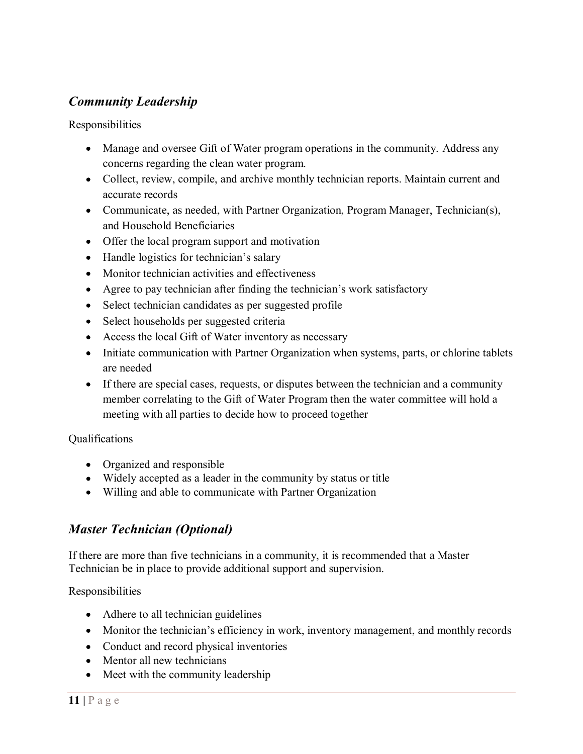### *Community Leadership*

Responsibilities

- Manage and oversee Gift of Water program operations in the community. Address any concerns regarding the clean water program.
- Collect, review, compile, and archive monthly technician reports. Maintain current and accurate records
- Communicate, as needed, with Partner Organization, Program Manager, Technician(s), and Household Beneficiaries
- Offer the local program support and motivation
- Handle logistics for technician's salary
- Monitor technician activities and effectiveness
- Agree to pay technician after finding the technician's work satisfactory
- Select technician candidates as per suggested profile
- Select households per suggested criteria
- Access the local Gift of Water inventory as necessary
- Initiate communication with Partner Organization when systems, parts, or chlorine tablets are needed
- If there are special cases, requests, or disputes between the technician and a community member correlating to the Gift of Water Program then the water committee will hold a meeting with all parties to decide how to proceed together

Qualifications

- Organized and responsible
- Widely accepted as a leader in the community by status or title
- Willing and able to communicate with Partner Organization

### *Master Technician (Optional)*

If there are more than five technicians in a community, it is recommended that a Master Technician be in place to provide additional support and supervision.

Responsibilities

- Adhere to all technician guidelines
- Monitor the technician's efficiency in work, inventory management, and monthly records
- Conduct and record physical inventories
- Mentor all new technicians
- Meet with the community leadership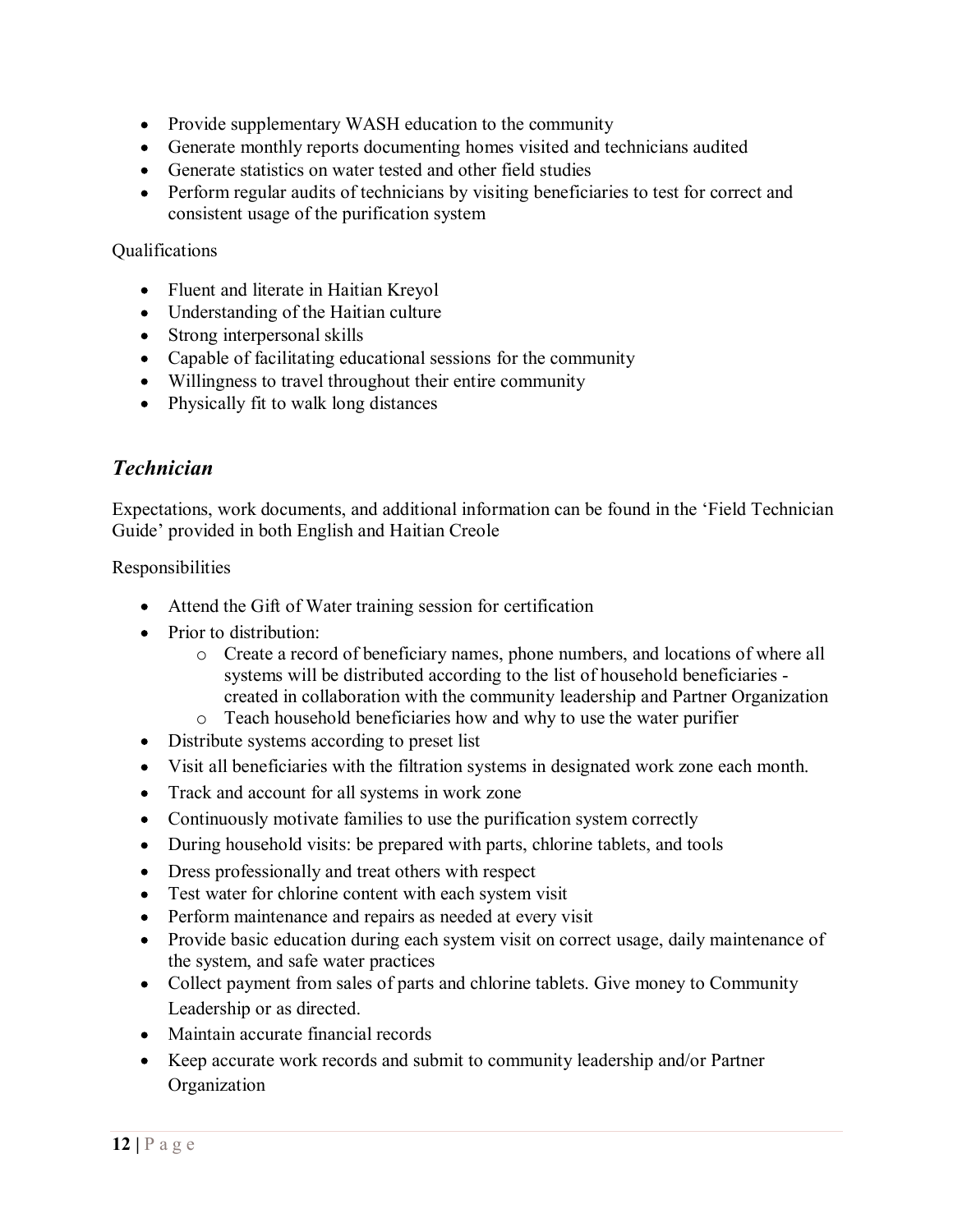- Provide supplementary WASH education to the community
- Generate monthly reports documenting homes visited and technicians audited
- Generate statistics on water tested and other field studies
- Perform regular audits of technicians by visiting beneficiaries to test for correct and consistent usage of the purification system

Qualifications

- Fluent and literate in Haitian Kreyol
- Understanding of the Haitian culture
- Strong interpersonal skills
- Capable of facilitating educational sessions for the community
- Willingness to travel throughout their entire community
- Physically fit to walk long distances

### *Technician*

Expectations, work documents, and additional information can be found in the 'Field Technician Guide' provided in both English and Haitian Creole

Responsibilities

- Attend the Gift of Water training session for certification
- Prior to distribution:
  - Create a record of beneficiary names, phone numbers, and locations of where all systems will be distributed according to the list of household beneficiaries - created in collaboration with the community leadership and Partner Organization
  - Teach household beneficiaries how and why to use the water purifier
- Distribute systems according to preset list
- Visit all beneficiaries with the filtration systems in designated work zone each month.
- Track and account for all systems in work zone
- Continuously motivate families to use the purification system correctly
- During household visits: be prepared with parts, chlorine tablets, and tools
- Dress professionally and treat others with respect
- Test water for chlorine content with each system visit
- Perform maintenance and repairs as needed at every visit
- Provide basic education during each system visit on correct usage, daily maintenance of the system, and safe water practices
- Collect payment from sales of parts and chlorine tablets. Give money to Community Leadership or as directed.
- Maintain accurate financial records
- Keep accurate work records and submit to community leadership and/or Partner Organization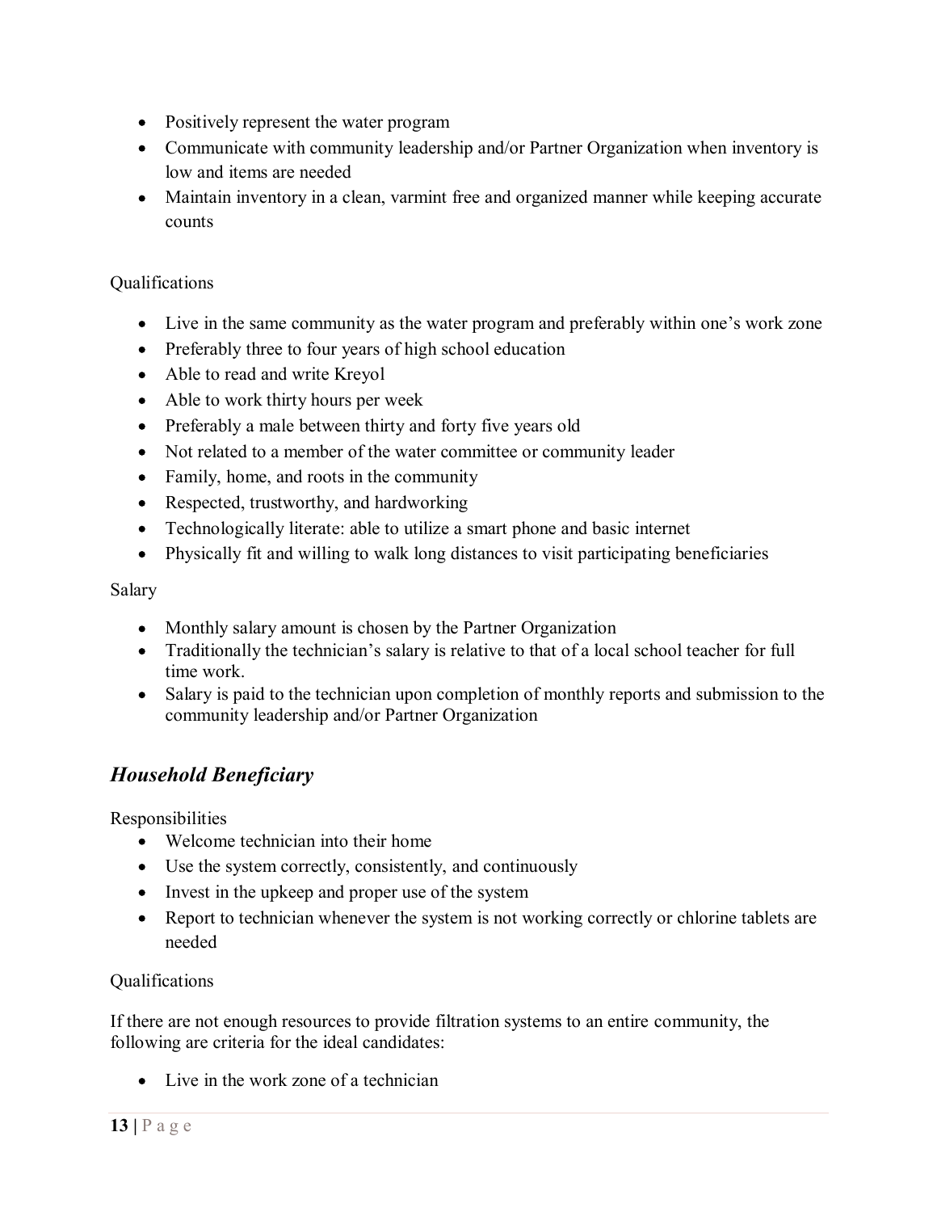- Positively represent the water program
- Communicate with community leadership and/or Partner Organization when inventory is low and items are needed
- Maintain inventory in a clean, varmint free and organized manner while keeping accurate counts

Qualifications

- Live in the same community as the water program and preferably within one's work zone
- Preferably three to four years of high school education
- Able to read and write Kreyol
- Able to work thirty hours per week
- Preferably a male between thirty and forty five years old
- Not related to a member of the water committee or community leader
- Family, home, and roots in the community
- Respected, trustworthy, and hardworking
- Technologically literate: able to utilize a smart phone and basic internet
- Physically fit and willing to walk long distances to visit participating beneficiaries

Salary

- Monthly salary amount is chosen by the Partner Organization
- Traditionally the technician's salary is relative to that of a local school teacher for full time work.
- Salary is paid to the technician upon completion of monthly reports and submission to the community leadership and/or Partner Organization

### *Household Beneficiary*

Responsibilities

- Welcome technician into their home
- Use the system correctly, consistently, and continuously
- Invest in the upkeep and proper use of the system
- Report to technician whenever the system is not working correctly or chlorine tablets are needed

Qualifications

If there are not enough resources to provide filtration systems to an entire community, the following are criteria for the ideal candidates:

- Live in the work zone of a technician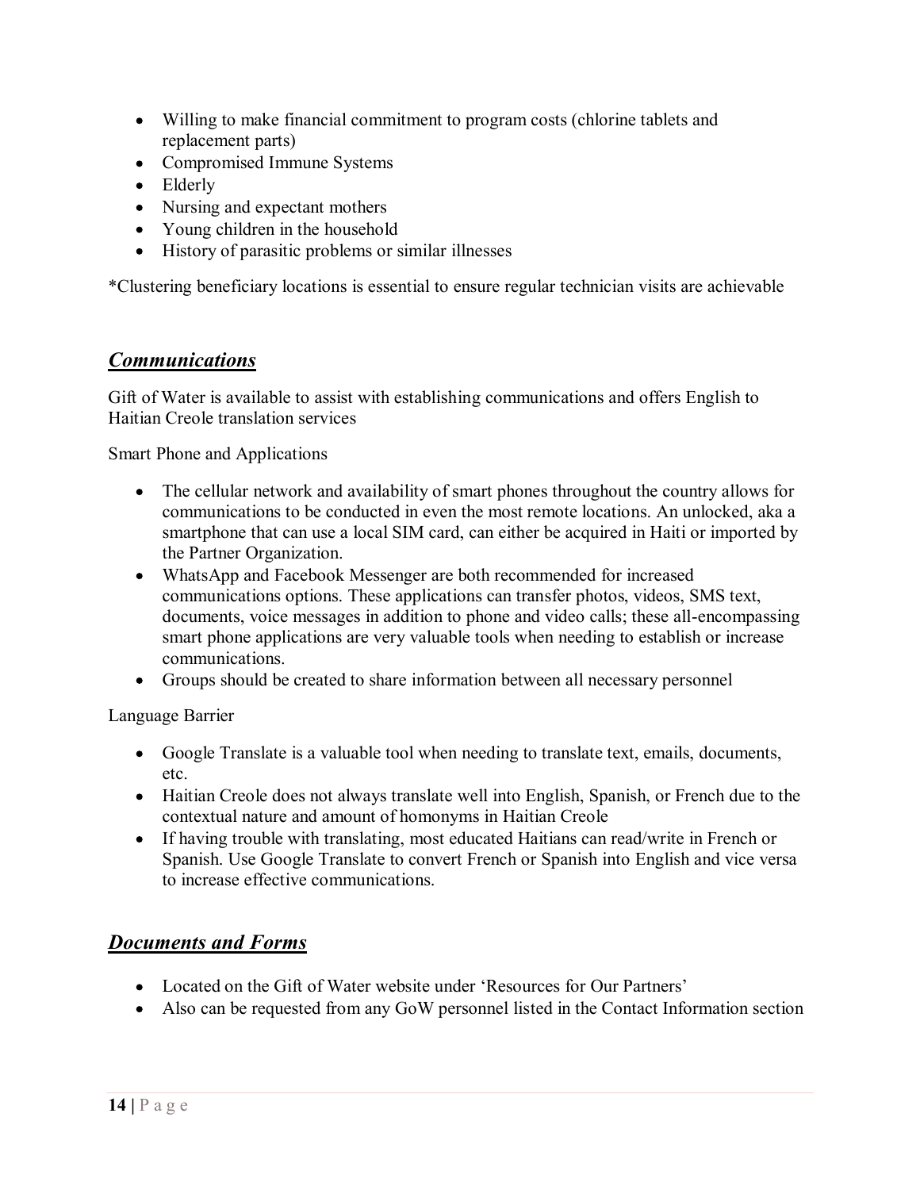- Willing to make financial commitment to program costs (chlorine tablets and replacement parts)
- Compromised Immune Systems
- Elderly
- Nursing and expectant mothers
- Young children in the household
- History of parasitic problems or similar illnesses

*Clustering beneficiary locations is essential to ensure regular technician visits are achievable

## ***Communications***

Gift of Water is available to assist with establishing communications and offers English to Haitian Creole translation services

Smart Phone and Applications

- The cellular network and availability of smart phones throughout the country allows for communications to be conducted in even the most remote locations. An unlocked, aka a smartphone that can use a local SIM card, can either be acquired in Haiti or imported by the Partner Organization.
- WhatsApp and Facebook Messenger are both recommended for increased communications options. These applications can transfer photos, videos, SMS text, documents, voice messages in addition to phone and video calls; these all-encompassing smart phone applications are very valuable tools when needing to establish or increase communications.
- Groups should be created to share information between all necessary personnel

Language Barrier

- Google Translate is a valuable tool when needing to translate text, emails, documents, etc.
- Haitian Creole does not always translate well into English, Spanish, or French due to the contextual nature and amount of homonyms in Haitian Creole
- If having trouble with translating, most educated Haitians can read/write in French or Spanish. Use Google Translate to convert French or Spanish into English and vice versa to increase effective communications.

## ***Documents and Forms***

- Located on the Gift of Water website under 'Resources for Our Partners'
- Also can be requested from any GoW personnel listed in the Contact Information section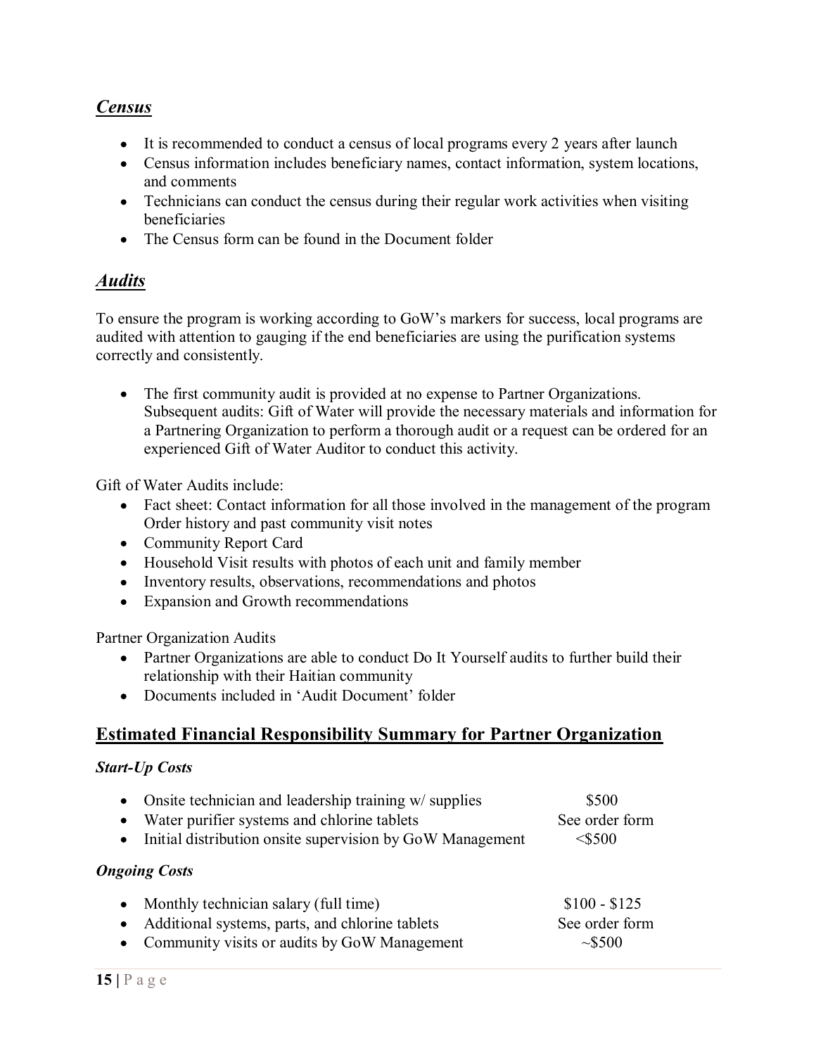## *Census*

- It is recommended to conduct a census of local programs every 2 years after launch
- Census information includes beneficiary names, contact information, system locations, and comments
- Technicians can conduct the census during their regular work activities when visiting beneficiaries
- The Census form can be found in the Document folder

## *Audits*

To ensure the program is working according to GoW's markers for success, local programs are audited with attention to gauging if the end beneficiaries are using the purification systems correctly and consistently.

- The first community audit is provided at no expense to Partner Organizations. Subsequent audits: Gift of Water will provide the necessary materials and information for a Partnering Organization to perform a thorough audit or a request can be ordered for an experienced Gift of Water Auditor to conduct this activity.

Gift of Water Audits include:

- Fact sheet: Contact information for all those involved in the management of the program Order history and past community visit notes
- Community Report Card
- Household Visit results with photos of each unit and family member
- Inventory results, observations, recommendations and photos
- Expansion and Growth recommendations

Partner Organization Audits

- Partner Organizations are able to conduct Do It Yourself audits to further build their relationship with their Haitian community
- Documents included in 'Audit Document' folder

## Estimated Financial Responsibility Summary for Partner Organization

### *Start-Up Costs*

- Onsite technician and leadership training w/ supplies — $500
- Water purifier systems and chlorine tablets — See order form
- Initial distribution onsite supervision by GoW Management — <$500

### *Ongoing Costs*

- Monthly technician salary (full time) — $100 - $125
- Additional systems, parts, and chlorine tablets — See order form
- Community visits or audits by GoW Management — ~$500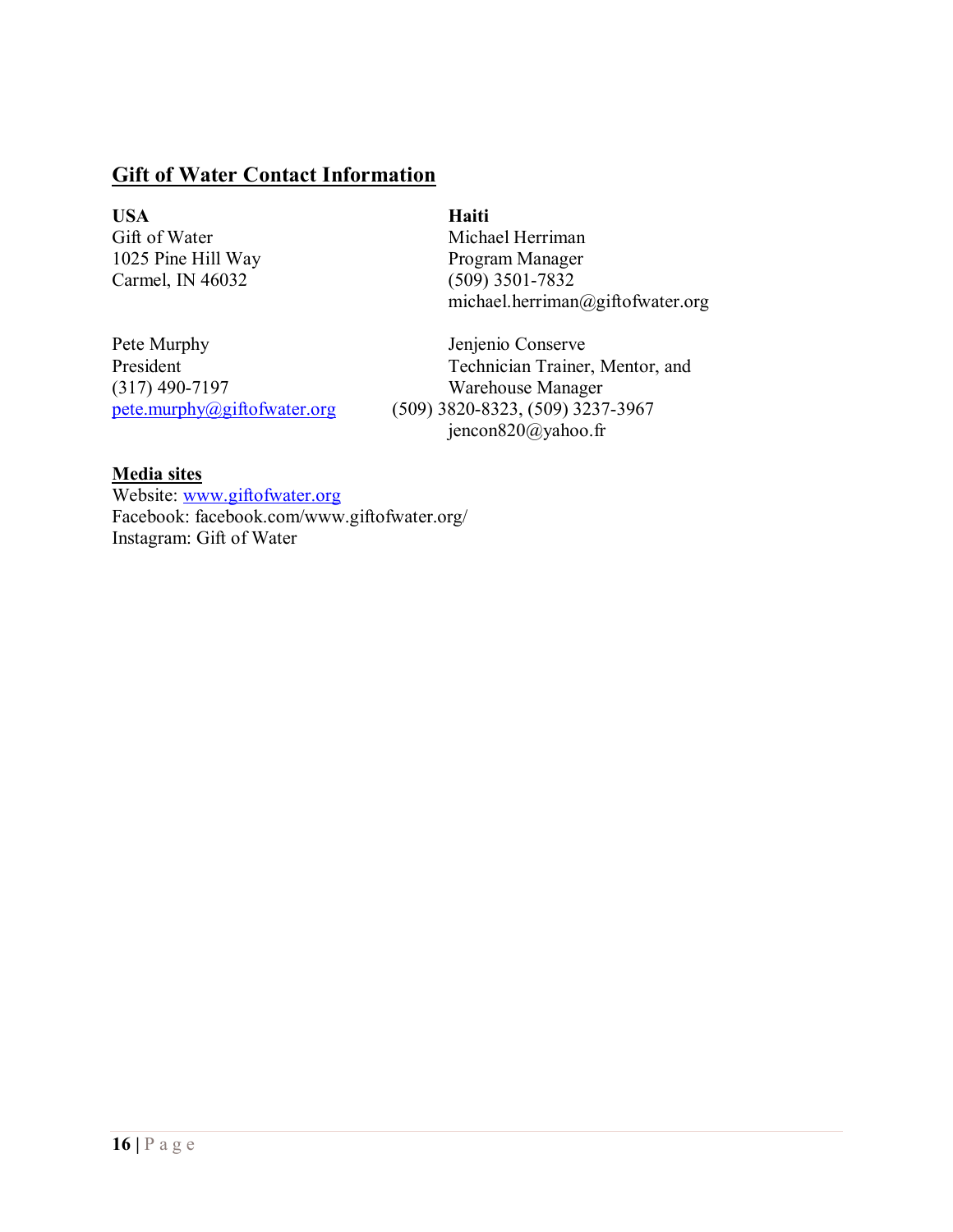## Gift of Water Contact Information

**USA**
Gift of Water
1025 Pine Hill Way
Carmel, IN 46032

Pete Murphy
President
(317) 490-7197
pete.murphy@giftofwater.org

**Haiti**
Michael Herriman
Program Manager
(509) 3501-7832
michael.herriman@giftofwater.org

Jenjenio Conserve
Technician Trainer, Mentor, and Warehouse Manager
(509) 3820-8323, (509) 3237-3967
jencon820@yahoo.fr

**Media sites**

Website: www.giftofwater.org
Facebook: facebook.com/www.giftofwater.org/
Instagram: Gift of Water